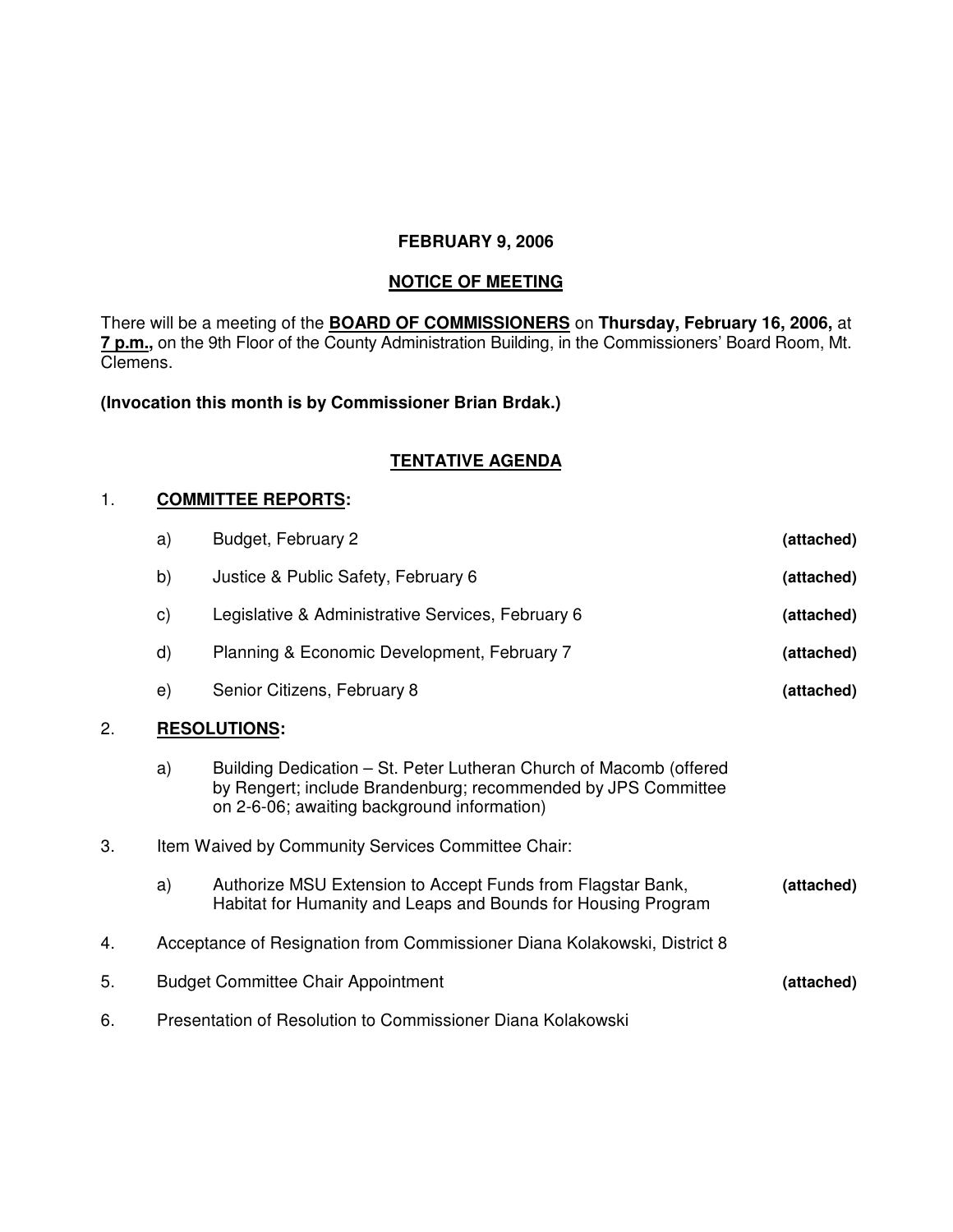**FEBRUARY 9, 2006**

**NOTICE OF MEETING**

There will be a meeting of the **BOARD OF COMMISSIONERS** on **Thursday, February 16, 2006,** at **7 p.m.,** on the 9th Floor of the County Administration Building, in the Commissioners' Board Room, Mt. Clemens.

**(Invocation this month is by Commissioner Brian Brdak.)**

**TENTATIVE AGENDA**

1. **COMMITTEE REPORTS:**

   a) Budget, February 2 **(attached)**

   b) Justice & Public Safety, February 6 **(attached)**

   c) Legislative & Administrative Services, February 6 **(attached)**

   d) Planning & Economic Development, February 7 **(attached)**

   e) Senior Citizens, February 8 **(attached)**

2. **RESOLUTIONS:**

   a) Building Dedication – St. Peter Lutheran Church of Macomb (offered by Rengert; include Brandenburg; recommended by JPS Committee on 2-6-06; awaiting background information)

3. Item Waived by Community Services Committee Chair:

   a) Authorize MSU Extension to Accept Funds from Flagstar Bank, Habitat for Humanity and Leaps and Bounds for Housing Program **(attached)**

4. Acceptance of Resignation from Commissioner Diana Kolakowski, District 8

5. Budget Committee Chair Appointment **(attached)**

6. Presentation of Resolution to Commissioner Diana Kolakowski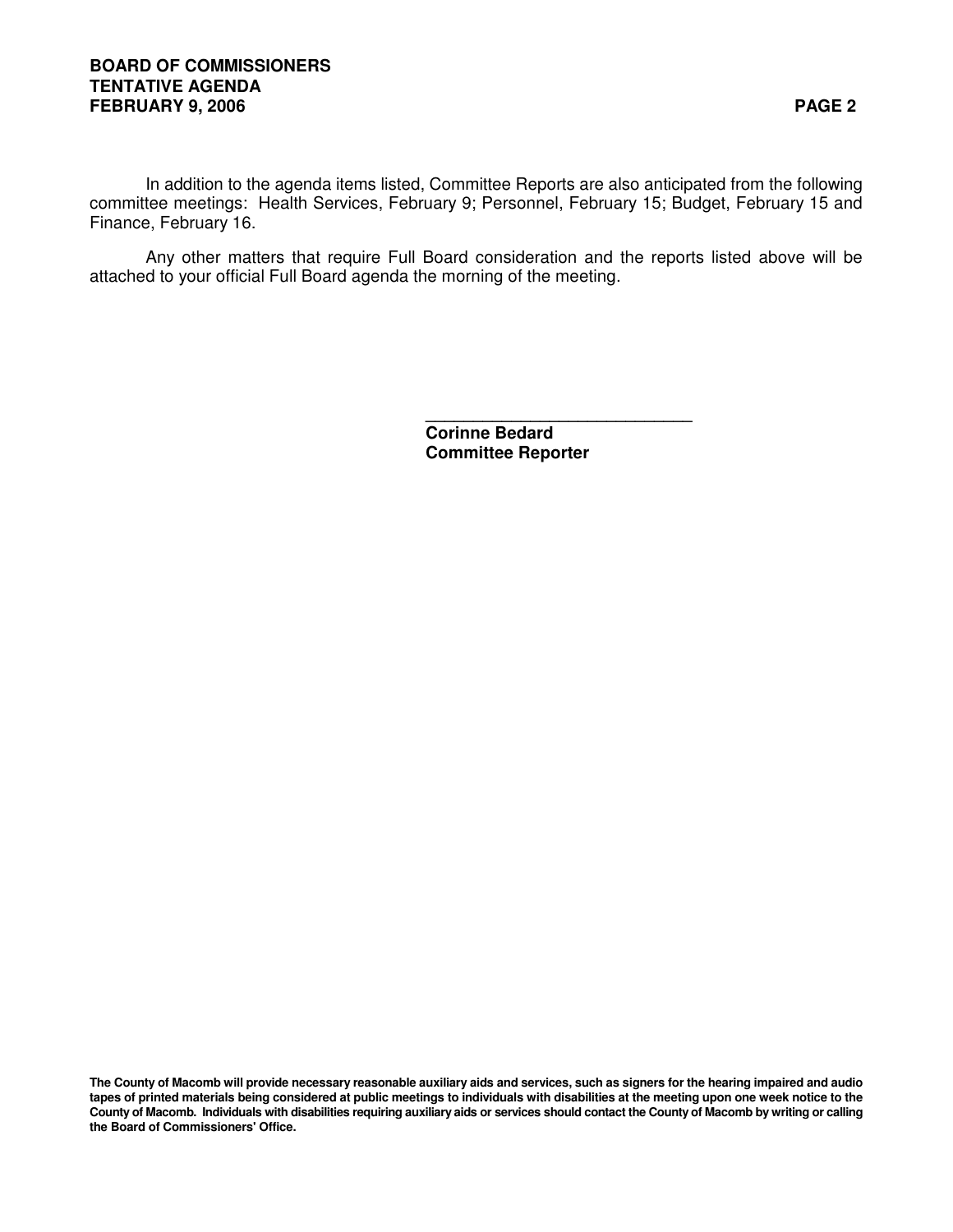In addition to the agenda items listed, Committee Reports are also anticipated from the following committee meetings: Health Services, February 9; Personnel, February 15; Budget, February 15 and Finance, February 16.

Any other matters that require Full Board consideration and the reports listed above will be attached to your official Full Board agenda the morning of the meeting.

______________________________

**Corinne Bedard**
**Committee Reporter**

**The County of Macomb will provide necessary reasonable auxiliary aids and services, such as signers for the hearing impaired and audio tapes of printed materials being considered at public meetings to individuals with disabilities at the meeting upon one week notice to the County of Macomb. Individuals with disabilities requiring auxiliary aids or services should contact the County of Macomb by writing or calling the Board of Commissioners' Office.**